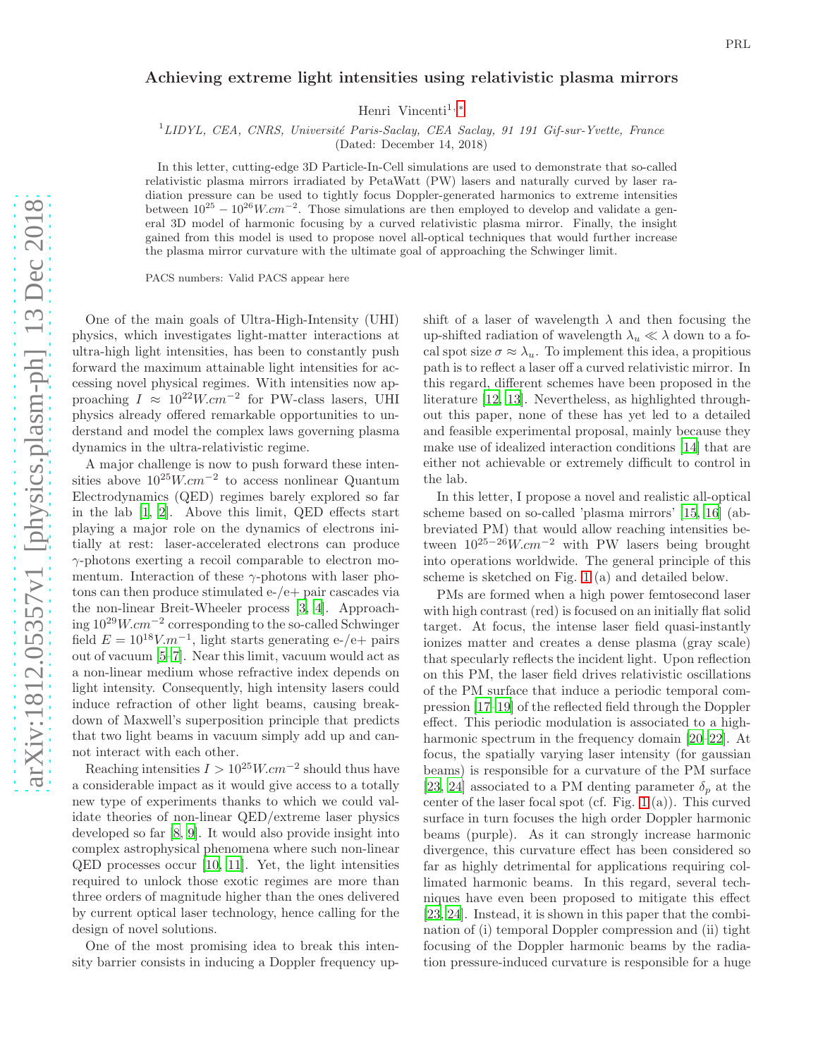# Achieving extreme light intensities using relativistic plasma mirrors

Henri Vincenti[1,*]

[1] *LIDYL, CEA, CNRS, Université Paris-Saclay, CEA Saclay, 91 191 Gif-sur-Yvette, France*
(Dated: December 14, 2018)

In this letter, cutting-edge 3D Particle-In-Cell simulations are used to demonstrate that so-called relativistic plasma mirrors irradiated by PetaWatt (PW) lasers and naturally curved by laser radiation pressure can be used to tightly focus Doppler-generated harmonics to extreme intensities between $10^{25} - 10^{26} W.cm^{-2}$. Those simulations are then employed to develop and validate a general 3D model of harmonic focusing by a curved relativistic plasma mirror. Finally, the insight gained from this model is used to propose novel all-optical techniques that would further increase the plasma mirror curvature with the ultimate goal of approaching the Schwinger limit.

PACS numbers: Valid PACS appear here

One of the main goals of Ultra-High-Intensity (UHI) physics, which investigates light-matter interactions at ultra-high light intensities, has been to constantly push forward the maximum attainable light intensities for accessing novel physical regimes. With intensities now approaching $I \approx 10^{22} W.cm^{-2}$ for PW-class lasers, UHI physics already offered remarkable opportunities to understand and model the complex laws governing plasma dynamics in the ultra-relativistic regime.

A major challenge is now to push forward these intensities above $10^{25} W.cm^{-2}$ to access nonlinear Quantum Electrodynamics (QED) regimes barely explored so far in the lab [1, 2]. Above this limit, QED effects start playing a major role on the dynamics of electrons initially at rest: laser-accelerated electrons can produce $\gamma$-photons exerting a recoil comparable to electron momentum. Interaction of these $\gamma$-photons with laser photons can then produce stimulated e-/e+ pair cascades via the non-linear Breit-Wheeler process [3, 4]. Approaching $10^{29} W.cm^{-2}$ corresponding to the so-called Schwinger field $E = 10^{18} V.m^{-1}$, light starts generating e-/e+ pairs out of vacuum [5–7]. Near this limit, vacuum would act as a non-linear medium whose refractive index depends on light intensity. Consequently, high intensity lasers could induce refraction of other light beams, causing breakdown of Maxwell's superposition principle that predicts that two light beams in vacuum simply add up and cannot interact with each other.

Reaching intensities $I > 10^{25} W.cm^{-2}$ should thus have a considerable impact as it would give access to a totally new type of experiments thanks to which we could validate theories of non-linear QED/extreme laser physics developed so far [8, 9]. It would also provide insight into complex astrophysical phenomena where such non-linear QED processes occur [10, 11]. Yet, the light intensities required to unlock those exotic regimes are more than three orders of magnitude higher than the ones delivered by current optical laser technology, hence calling for the design of novel solutions.

One of the most promising idea to break this intensity barrier consists in inducing a Doppler frequency upshift of a laser of wavelength $\lambda$ and then focusing the up-shifted radiation of wavelength $\lambda_u \ll \lambda$ down to a focal spot size $\sigma \approx \lambda_u$. To implement this idea, a propitious path is to reflect a laser off a curved relativistic mirror. In this regard, different schemes have been proposed in the literature [12, 13]. Nevertheless, as highlighted throughout this paper, none of these has yet led to a detailed and feasible experimental proposal, mainly because they make use of idealized interaction conditions [14] that are either not achievable or extremely difficult to control in the lab.

In this letter, I propose a novel and realistic all-optical scheme based on so-called 'plasma mirrors' [15, 16] (abbreviated PM) that would allow reaching intensities between $10^{25-26} W.cm^{-2}$ with PW lasers being brought into operations worldwide. The general principle of this scheme is sketched on Fig. 1 (a) and detailed below.

PMs are formed when a high power femtosecond laser with high contrast (red) is focused on an initially flat solid target. At focus, the intense laser field quasi-instantly ionizes matter and creates a dense plasma (gray scale) that specularly reflects the incident light. Upon reflection on this PM, the laser field drives relativistic oscillations of the PM surface that induce a periodic temporal compression [17–19] of the reflected field through the Doppler effect. This periodic modulation is associated to a high-harmonic spectrum in the frequency domain [20–22]. At focus, the spatially varying laser intensity (for gaussian beams) is responsible for a curvature of the PM surface [23, 24] associated to a PM denting parameter $\delta_p$ at the center of the laser focal spot (cf. Fig. 1(a)). This curved surface in turn focuses the high order Doppler harmonic beams (purple). As it can strongly increase harmonic divergence, this curvature effect has been considered so far as highly detrimental for applications requiring collimated harmonic beams. In this regard, several techniques have even been proposed to mitigate this effect [23, 24]. Instead, it is shown in this paper that the combination of (i) temporal Doppler compression and (ii) tight focusing of the Doppler harmonic beams by the radiation pressure-induced curvature is responsible for a huge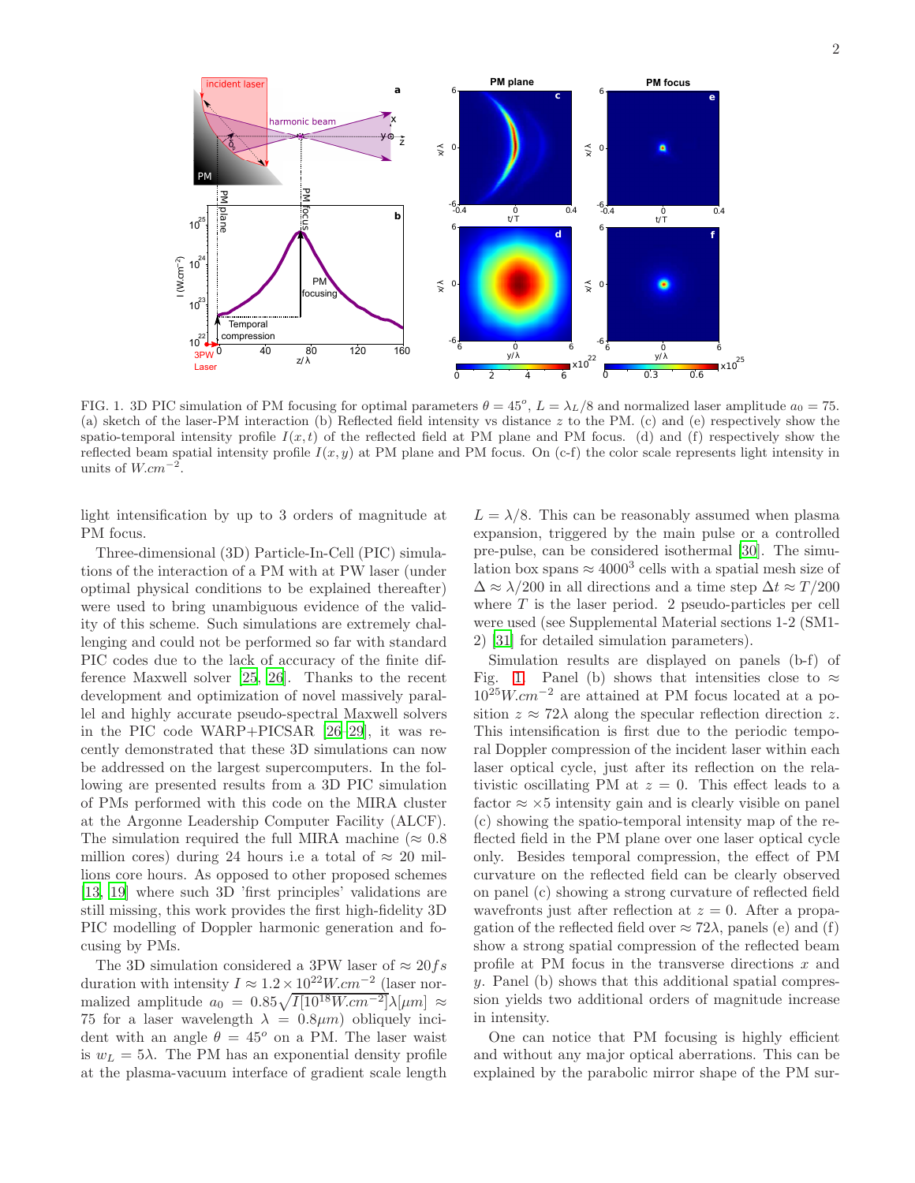FIG. 1. 3D PIC simulation of PM focusing for optimal parameters $\theta = 45^o$, $L = \lambda_L/8$ and normalized laser amplitude $a_0 = 75$. (a) Sketch of the laser-PM interaction (b) Reflected field intensity vs distance $z$ to the PM. (c) and (e) respectively show the spatio-temporal intensity profile $I(x,t)$ of the reflected field at PM plane and PM focus. (d) and (f) respectively show the reflected beam spatial intensity profile $I(x,y)$ at PM plane and PM focus. On (c-f) the color scale represents light intensity in units of $W.cm^{-2}$.

light intensification by up to 3 orders of magnitude at PM focus.

Three-dimensional (3D) Particle-In-Cell (PIC) simulations of the interaction of a PM with at PW laser (under optimal physical conditions to be explained thereafter) were used to bring unambiguous evidence of the validity of this scheme. Such simulations are extremely challenging and could not be performed so far with standard PIC codes due to the lack of accuracy of the finite difference Maxwell solver [25, 26]. Thanks to the recent development and optimization of novel massively parallel and highly accurate pseudo-spectral Maxwell solvers in the PIC code WARP+PICSAR [26–29], it was recently demonstrated that these 3D simulations can now be addressed on the largest supercomputers. In the following are presented results from a 3D PIC simulation of PMs performed with this code on the MIRA cluster at the Argonne Leadership Computer Facility (ALCF). The simulation required the full MIRA machine ($\approx 0.8$ million cores) during 24 hours i.e a total of $\approx 20$ millions core hours. As opposed to other proposed schemes [13, 19] where such 3D 'first principles' validations are still missing, this work provides the first high-fidelity 3D PIC modelling of Doppler harmonic generation and focusing by PMs.

The 3D simulation considered a 3PW laser of $\approx 20 fs$ duration with intensity $I \approx 1.2 \times 10^{22} W.cm^{-2}$ (laser normalized amplitude $a_0 = 0.85\sqrt{I[10^{18}W.cm^{-2}]}\lambda[\mu m] \approx 75$ for a laser wavelength $\lambda = 0.8\mu m$) obliquely incident with an angle $\theta = 45^o$ on a PM. The laser waist is $w_L = 5\lambda$. The PM has an exponential density profile at the plasma-vacuum interface of gradient scale length $L = \lambda/8$. This can be reasonably assumed when plasma expansion, triggered by the main pulse or a controlled pre-pulse, can be considered isothermal [30]. The simulation box spans $\approx 4000^3$ cells with a spatial mesh size of $\Delta \approx \lambda/200$ in all directions and a time step $\Delta t \approx T/200$ where $T$ is the laser period. 2 pseudo-particles per cell were used (see Supplemental Material sections 1-2 (SM1-2) [31] for detailed simulation parameters).

Simulation results are displayed on panels (b-f) of Fig. 1. Panel (b) shows that intensities close to $\approx 10^{25} W.cm^{-2}$ are attained at PM focus located at a position $z \approx 72\lambda$ along the specular reflection direction $z$. This intensification is first due to the periodic temporal Doppler compression of the incident laser within each laser optical cycle, just after its reflection on the relativistic oscillating PM at $z = 0$. This effect leads to a factor $\approx \times 5$ intensity gain and is clearly visible on panel (c) showing the spatio-temporal intensity map of the reflected field in the PM plane over one laser optical cycle only. Besides temporal compression, the effect of PM curvature on the reflected field can be clearly observed on panel (c) showing a strong curvature of reflected field wavefronts just after reflection at $z = 0$. After a propagation of the reflected field over $\approx 72\lambda$, panels (e) and (f) show a strong spatial compression of the reflected beam profile at PM focus in the transverse directions $x$ and $y$. Panel (b) shows that this additional spatial compression yields two additional orders of magnitude increase in intensity.

One can notice that PM focusing is highly efficient and without any major optical aberrations. This can be explained by the parabolic mirror shape of the PM sur-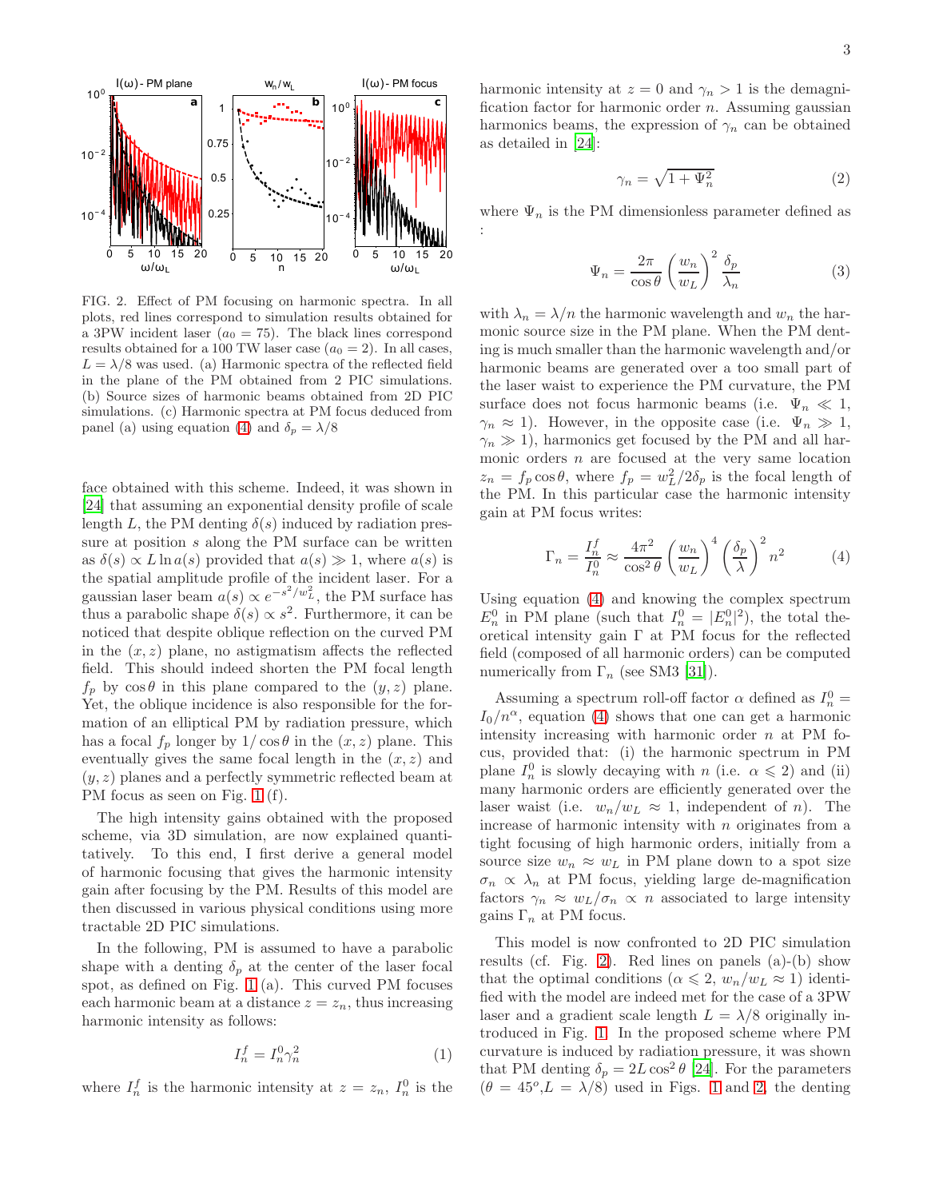FIG. 2. Effect of PM focusing on harmonic spectra. In all plots, red lines correspond to simulation results obtained for a 3PW incident laser ($a_0 = 75$). The black lines correspond results obtained for a 100 TW laser case ($a_0 = 2$). In all cases, $L = \lambda/8$ was used. (a) Harmonic spectra of the reflected field in the plane of the PM obtained from 2 PIC simulations. (b) Source sizes of harmonic beams obtained from 2D PIC simulations. (c) Harmonic spectra at PM focus deduced from panel (a) using equation (4) and $\delta_p = \lambda/8$

face obtained with this scheme. Indeed, it was shown in [24] that assuming an exponential density profile of scale length $L$, the PM denting $\delta(s)$ induced by radiation pressure at position $s$ along the PM surface can be written as $\delta(s) \propto L \ln a(s)$ provided that $a(s) \gg 1$, where $a(s)$ is the spatial amplitude profile of the incident laser. For a gaussian laser beam $a(s) \propto e^{-s^2/w_L^2}$, the PM surface has thus a parabolic shape $\delta(s) \propto s^2$. Furthermore, it can be noticed that despite oblique reflection on the curved PM in the $(x, z)$ plane, no astigmatism affects the reflected field. This should indeed shorten the PM focal length $f_p$ by $\cos\theta$ in this plane compared to the $(y, z)$ plane. Yet, the oblique incidence is also responsible for the formation of an elliptical PM by radiation pressure, which has a focal $f_p$ longer by $1/\cos\theta$ in the $(x, z)$ plane. This eventually gives the same focal length in the $(x, z)$ and $(y, z)$ planes and a perfectly symmetric reflected beam at PM focus as seen on Fig. 1 (f).

The high intensity gains obtained with the proposed scheme, via 3D simulation, are now explained quantitatively. To this end, I first derive a general model of harmonic focusing that gives the harmonic intensity gain after focusing by the PM. Results of this model are then discussed in various physical conditions using more tractable 2D PIC simulations.

In the following, PM is assumed to have a parabolic shape with a denting $\delta_p$ at the center of the laser focal spot, as defined on Fig. 1 (a). This curved PM focuses each harmonic beam at a distance $z = z_n$, thus increasing harmonic intensity as follows:

$$I_n^f = I_n^0 \gamma_n^2 \tag{1}$$

where $I_n^f$ is the harmonic intensity at $z = z_n$, $I_n^0$ is the harmonic intensity at $z = 0$ and $\gamma_n > 1$ is the demagnification factor for harmonic order $n$. Assuming gaussian harmonics beams, the expression of $\gamma_n$ can be obtained as detailed in [24]:

$$\gamma_n = \sqrt{1 + \Psi_n^2} \tag{2}$$

where $\Psi_n$ is the PM dimensionless parameter defined as :

$$\Psi_n = \frac{2\pi}{\cos\theta} \left(\frac{w_n}{w_L}\right)^2 \frac{\delta_p}{\lambda_n} \tag{3}$$

with $\lambda_n = \lambda/n$ the harmonic wavelength and $w_n$ the harmonic source size in the PM plane. When the PM denting is much smaller than the harmonic wavelength and/or harmonic beams are generated over a too small part of the laser waist to experience the PM curvature, the PM surface does not focus harmonic beams (i.e. $\Psi_n \ll 1$, $\gamma_n \approx 1$). However, in the opposite case (i.e. $\Psi_n \gg 1$, $\gamma_n \gg 1$), harmonics get focused by the PM and all harmonic orders $n$ are focused at the very same location $z_n = f_p \cos\theta$, where $f_p = w_L^2/2\delta_p$ is the focal length of the PM. In this particular case the harmonic intensity gain at PM focus writes:

$$\Gamma_n = \frac{I_n^f}{I_n^0} \approx \frac{4\pi^2}{\cos^2\theta} \left(\frac{w_n}{w_L}\right)^4 \left(\frac{\delta_p}{\lambda}\right)^2 n^2 \tag{4}$$

Using equation (4) and knowing the complex spectrum $E_n^0$ in PM plane (such that $I_n^0 = |E_n^0|^2$), the total theoretical intensity gain $\Gamma$ at PM focus for the reflected field (composed of all harmonic orders) can be computed numerically from $\Gamma_n$ (see SM3 [31]).

Assuming a spectrum roll-off factor $\alpha$ defined as $I_n^0 = I_0/n^\alpha$, equation (4) shows that one can get a harmonic intensity increasing with harmonic order $n$ at PM focus, provided that: (i) the harmonic spectrum in PM plane $I_n^0$ is slowly decaying with $n$ (i.e. $\alpha \leqslant 2$) and (ii) many harmonic orders are efficiently generated over the laser waist (i.e. $w_n/w_L \approx 1$, independent of $n$). The increase of harmonic intensity with $n$ originates from a tight focusing of high harmonic orders, initially from a source size $w_n \approx w_L$ in PM plane down to a spot size $\sigma_n \propto \lambda_n$ at PM focus, yielding large de-magnification factors $\gamma_n \approx w_L/\sigma_n \propto n$ associated to large intensity gains $\Gamma_n$ at PM focus.

This model is now confronted to 2D PIC simulation results (cf. Fig. 2). Red lines on panels (a)-(b) show that the optimal conditions ($\alpha \leqslant 2$, $w_n/w_L \approx 1$) identified with the model are indeed met for the case of a 3PW laser and a gradient scale length $L = \lambda/8$ originally introduced in Fig. 1. In the proposed scheme where PM curvature is induced by radiation pressure, it was shown that PM denting $\delta_p = 2L\cos^2\theta$ [24]. For the parameters ($\theta = 45^o$, $L = \lambda/8$) used in Figs. 1 and 2, the denting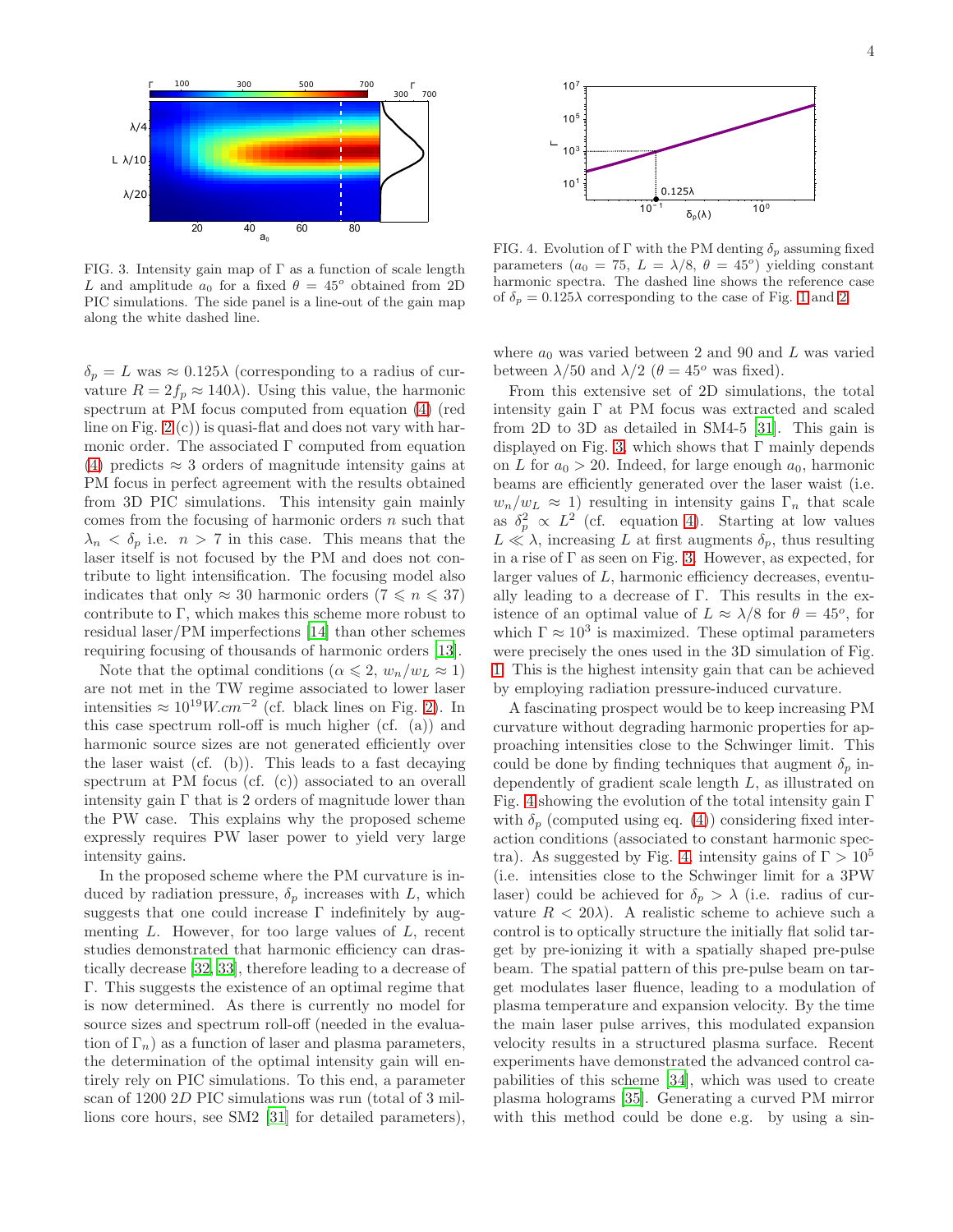FIG. 3. Intensity gain map of $\Gamma$ as a function of scale length $L$ and amplitude $a_0$ for a fixed $\theta = 45^o$ obtained from 2D PIC simulations. The side panel is a line-out of the gain map along the white dashed line.

FIG. 4. Evolution of $\Gamma$ with the PM denting $\delta_p$ assuming fixed parameters ($a_0 = 75$, $L = \lambda/8$, $\theta = 45^o$) yielding constant harmonic spectra. The dashed line shows the reference case of $\delta_p = 0.125\lambda$ corresponding to the case of Fig. 1 and 2.

$\delta_p = L$ was $\approx 0.125\lambda$ (corresponding to a radius of curvature $R = 2f_p \approx 140\lambda$). Using this value, the harmonic spectrum at PM focus computed from equation (4) (red line on Fig. 2(c)) is quasi-flat and does not vary with harmonic order. The associated $\Gamma$ computed from equation (4) predicts $\approx 3$ orders of magnitude intensity gains at PM focus in perfect agreement with the results obtained from 3D PIC simulations. This intensity gain mainly comes from the focusing of harmonic orders $n$ such that $\lambda_n < \delta_p$ i.e. $n > 7$ in this case. This means that the laser itself is not focused by the PM and does not contribute to light intensification. The focusing model also indicates that only $\approx 30$ harmonic orders ($7 \leqslant n \leqslant 37$) contribute to $\Gamma$, which makes this scheme more robust to residual laser/PM imperfections [14] than other schemes requiring focusing of thousands of harmonic orders [13].

Note that the optimal conditions ($\alpha \leqslant 2$, $w_n/w_L \approx 1$) are not met in the TW regime associated to lower laser intensities $\approx 10^{19} W.cm^{-2}$ (cf. black lines on Fig. 2). In this case spectrum roll-off is much higher (cf. (a)) and harmonic source sizes are not generated efficiently over the laser waist (cf. (b)). This leads to a fast decaying spectrum at PM focus (cf. (c)) associated to an overall intensity gain $\Gamma$ that is 2 orders of magnitude lower than the PW case. This explains why the proposed scheme expressly requires PW laser power to yield very large intensity gains.

In the proposed scheme where the PM curvature is induced by radiation pressure, $\delta_p$ increases with $L$, which suggests that one could increase $\Gamma$ indefinitely by augmenting $L$. However, for too large values of $L$, recent studies demonstrated that harmonic efficiency can drastically decrease [32, 33], therefore leading to a decrease of $\Gamma$. This suggests the existence of an optimal regime that is now determined. As there is currently no model for source sizes and spectrum roll-off (needed in the evaluation of $\Gamma_n$) as a function of laser and plasma parameters, the determination of the optimal intensity gain will entirely rely on PIC simulations. To this end, a parameter scan of 1200 2D PIC simulations was run (total of 3 millions core hours, see SM2 [31] for detailed parameters), where $a_0$ was varied between 2 and 90 and $L$ was varied between $\lambda/50$ and $\lambda/2$ ($\theta = 45^o$ was fixed).

From this extensive set of 2D simulations, the total intensity gain $\Gamma$ at PM focus was extracted and scaled from 2D to 3D as detailed in SM4-5 [31]. This gain is displayed on Fig. 3, which shows that $\Gamma$ mainly depends on $L$ for $a_0 > 20$. Indeed, for large enough $a_0$, harmonic beams are efficiently generated over the laser waist (i.e. $w_n/w_L \approx 1$) resulting in intensity gains $\Gamma_n$ that scale as $\delta_p^2 \propto L^2$ (cf. equation 4). Starting at low values $L \ll \lambda$, increasing $L$ at first augments $\delta_p$, thus resulting in a rise of $\Gamma$ as seen on Fig. 3. However, as expected, for larger values of $L$, harmonic efficiency decreases, eventually leading to a decrease of $\Gamma$. This results in the existence of an optimal value of $L \approx \lambda/8$ for $\theta = 45^o$, for which $\Gamma \approx 10^3$ is maximized. These optimal parameters were precisely the ones used in the 3D simulation of Fig. 1. This is the highest intensity gain that can be achieved by employing radiation pressure-induced curvature.

A fascinating prospect would be to keep increasing PM curvature without degrading harmonic properties for approaching intensities close to the Schwinger limit. This could be done by finding techniques that augment $\delta_p$ independently of gradient scale length $L$, as illustrated on Fig. 4 showing the evolution of the total intensity gain $\Gamma$ with $\delta_p$ (computed using eq. (4)) considering fixed interaction conditions (associated to constant harmonic spectra). As suggested by Fig. 4, intensity gains of $\Gamma > 10^5$ (i.e. intensities close to the Schwinger limit for a 3PW laser) could be achieved for $\delta_p > \lambda$ (i.e. radius of curvature $R < 20\lambda$). A realistic scheme to achieve such a control is to optically structure the initially flat solid target by pre-ionizing it with a spatially shaped pre-pulse beam. The spatial pattern of this pre-pulse beam on target modulates laser fluence, leading to a modulation of plasma temperature and expansion velocity. By the time the main laser pulse arrives, this modulated expansion velocity results in a structured plasma surface. Recent experiments have demonstrated the advanced control capabilities of this scheme [34], which was used to create plasma holograms [35]. Generating a curved PM mirror with this method could be done e.g. by using a sin-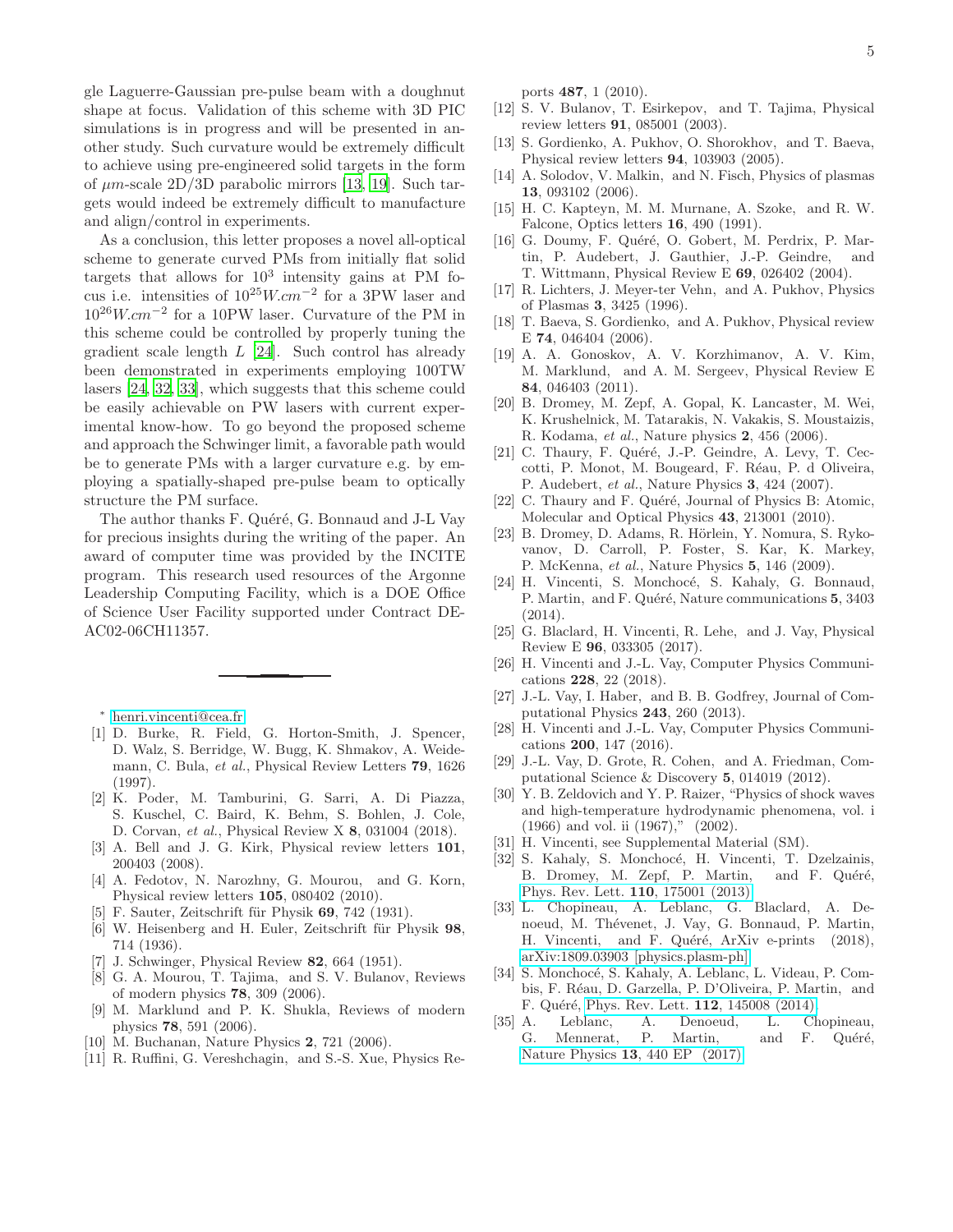gle Laguerre-Gaussian pre-pulse beam with a doughnut shape at focus. Validation of this scheme with 3D PIC simulations is in progress and will be presented in another study. Such curvature would be extremely difficult to achieve using pre-engineered solid targets in the form of $\mu m$-scale 2D/3D parabolic mirrors [13, 19]. Such targets would indeed be extremely difficult to manufacture and align/control in experiments.

As a conclusion, this letter proposes a novel all-optical scheme to generate curved PMs from initially flat solid targets that allows for $10^3$ intensity gains at PM focus i.e. intensities of $10^{25} W.cm^{-2}$ for a 3PW laser and $10^{26} W.cm^{-2}$ for a 10PW laser. Curvature of the PM in this scheme could be controlled by properly tuning the gradient scale length $L$ [24]. Such control has already been demonstrated in experiments employing 100TW lasers [24, 32, 33], which suggests that this scheme could be easily achievable on PW lasers with current experimental know-how. To go beyond the proposed scheme and approach the Schwinger limit, a favorable path would be to generate PMs with a larger curvature e.g. by employing a spatially-shaped pre-pulse beam to optically structure the PM surface.

The author thanks F. Quéré, G. Bonnaud and J-L Vay for precious insights during the writing of the paper. An award of computer time was provided by the INCITE program. This research used resources of the Argonne Leadership Computing Facility, which is a DOE Office of Science User Facility supported under Contract DE-AC02-06CH11357.

---

* henri.vincenti@cea.fr

[1] D. Burke, R. Field, G. Horton-Smith, J. Spencer, D. Walz, S. Berridge, W. Bugg, K. Shmakov, A. Weidemann, C. Bula, *et al.*, Physical Review Letters **79**, 1626 (1997).

[2] K. Poder, M. Tamburini, G. Sarri, A. Di Piazza, S. Kuschel, C. Baird, K. Behm, S. Bohlen, J. Cole, D. Corvan, *et al.*, Physical Review X **8**, 031004 (2018).

[3] A. Bell and J. G. Kirk, Physical review letters **101**, 200403 (2008).

[4] A. Fedotov, N. Narozhny, G. Mourou, and G. Korn, Physical review letters **105**, 080402 (2010).

[5] F. Sauter, Zeitschrift für Physik **69**, 742 (1931).

[6] W. Heisenberg and H. Euler, Zeitschrift für Physik **98**, 714 (1936).

[7] J. Schwinger, Physical Review **82**, 664 (1951).

[8] G. A. Mourou, T. Tajima, and S. V. Bulanov, Reviews of modern physics **78**, 309 (2006).

[9] M. Marklund and P. K. Shukla, Reviews of modern physics **78**, 591 (2006).

[10] M. Buchanan, Nature Physics **2**, 721 (2006).

[11] R. Ruffini, G. Vereshchagin, and S.-S. Xue, Physics Reports **487**, 1 (2010).

[12] S. V. Bulanov, T. Esirkepov, and T. Tajima, Physical review letters **91**, 085001 (2003).

[13] S. Gordienko, A. Pukhov, O. Shorokhov, and T. Baeva, Physical review letters **94**, 103903 (2005).

[14] A. Solodov, V. Malkin, and N. Fisch, Physics of plasmas **13**, 093102 (2006).

[15] H. C. Kapteyn, M. M. Murnane, A. Szoke, and R. W. Falcone, Optics letters **16**, 490 (1991).

[16] G. Doumy, F. Quéré, O. Gobert, M. Perdrix, P. Martin, P. Audebert, J. Gauthier, J.-P. Geindre, and T. Wittmann, Physical Review E **69**, 026402 (2004).

[17] R. Lichters, J. Meyer-ter Vehn, and A. Pukhov, Physics of Plasmas **3**, 3425 (1996).

[18] T. Baeva, S. Gordienko, and A. Pukhov, Physical review E **74**, 046404 (2006).

[19] A. A. Gonoskov, A. V. Korzhimanov, A. V. Kim, M. Marklund, and A. M. Sergeev, Physical Review E **84**, 046403 (2011).

[20] B. Dromey, M. Zepf, A. Gopal, K. Lancaster, M. Wei, K. Krushelnick, M. Tatarakis, N. Vakakis, S. Moustaizis, R. Kodama, *et al.*, Nature physics **2**, 456 (2006).

[21] C. Thaury, F. Quéré, J.-P. Geindre, A. Levy, T. Ceccotti, P. Monot, M. Bougeard, F. Réau, P. d Oliveira, P. Audebert, *et al.*, Nature Physics **3**, 424 (2007).

[22] C. Thaury and F. Quéré, Journal of Physics B: Atomic, Molecular and Optical Physics **43**, 213001 (2010).

[23] B. Dromey, D. Adams, R. Hörlein, Y. Nomura, S. Rykovanov, D. Carroll, P. Foster, S. Kar, K. Markey, P. McKenna, *et al.*, Nature Physics **5**, 146 (2009).

[24] H. Vincenti, S. Monchocé, S. Kahaly, G. Bonnaud, P. Martin, and F. Quéré, Nature communications **5**, 3403 (2014).

[25] G. Blaclard, H. Vincenti, R. Lehe, and J. Vay, Physical Review E **96**, 033305 (2017).

[26] H. Vincenti and J.-L. Vay, Computer Physics Communications **228**, 22 (2018).

[27] J.-L. Vay, I. Haber, and B. B. Godfrey, Journal of Computational Physics **243**, 260 (2013).

[28] H. Vincenti and J.-L. Vay, Computer Physics Communications **200**, 147 (2016).

[29] J.-L. Vay, D. Grote, R. Cohen, and A. Friedman, Computational Science & Discovery **5**, 014019 (2012).

[30] Y. B. Zeldovich and Y. P. Raizer, "Physics of shock waves and high-temperature hydrodynamic phenomena, vol. i (1966) and vol. ii (1967)," (2002).

[31] H. Vincenti, see Supplemental Material (SM).

[32] S. Kahaly, S. Monchocé, H. Vincenti, T. Dzelzainis, B. Dromey, M. Zepf, P. Martin, and F. Quéré, Phys. Rev. Lett. **110**, 175001 (2013).

[33] L. Chopineau, A. Leblanc, G. Blaclard, A. Denoeud, M. Thévenet, J. Vay, G. Bonnaud, P. Martin, H. Vincenti, and F. Quéré, ArXiv e-prints (2018), arXiv:1809.03903 [physics.plasm-ph].

[34] S. Monchocé, S. Kahaly, A. Leblanc, L. Videau, P. Combis, F. Réau, D. Garzella, P. D'Oliveira, P. Martin, and F. Quéré, Phys. Rev. Lett. **112**, 145008 (2014).

[35] A. Leblanc, A. Denoeud, L. Chopineau, G. Mennerat, P. Martin, and F. Quéré, Nature Physics **13**, 440 EP (2017).